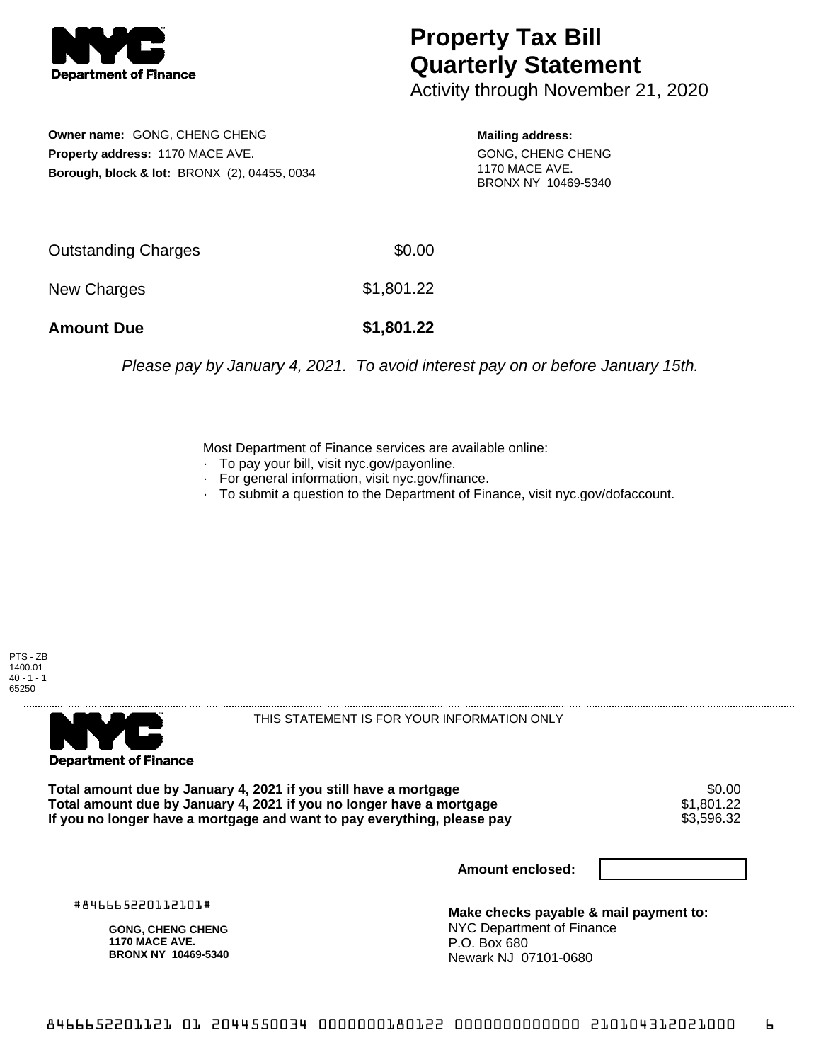# Property Tax Bill Quarterly Statement

Activity through November 21, 2020

**Owner name:** GONG, CHENG CHENG
**Property address:** 1170 MACE AVE.
**Borough, block & lot:** BRONX (2), 04455, 0034

**Mailing address:**
GONG, CHENG CHENG
1170 MACE AVE.
BRONX NY 10469-5340

| | |
|---|---|
| Outstanding Charges | $0.00 |
| New Charges | $1,801.22 |
| **Amount Due** | **$1,801.22** |

*Please pay by January 4, 2021. To avoid interest pay on or before January 15th.*

Most Department of Finance services are available online:
- To pay your bill, visit nyc.gov/payonline.
- For general information, visit nyc.gov/finance.
- To submit a question to the Department of Finance, visit nyc.gov/dofaccount.

PTS - ZB
1400.01
40 - 1 - 1
65250

THIS STATEMENT IS FOR YOUR INFORMATION ONLY

| | |
|---|---|
| **Total amount due by January 4, 2021 if you still have a mortgage** | $0.00 |
| **Total amount due by January 4, 2021 if you no longer have a mortgage** | $1,801.22 |
| **If you no longer have a mortgage and want to pay everything, please pay** | $3,596.32 |

**Amount enclosed:**

#846665220112101#

**GONG, CHENG CHENG**
**1170 MACE AVE.**
**BRONX NY 10469-5340**

**Make checks payable & mail payment to:**
NYC Department of Finance
P.O. Box 680
Newark NJ 07101-0680

8466652201121 01 2044550034 0000000180122 0000000000000 210104312021000 6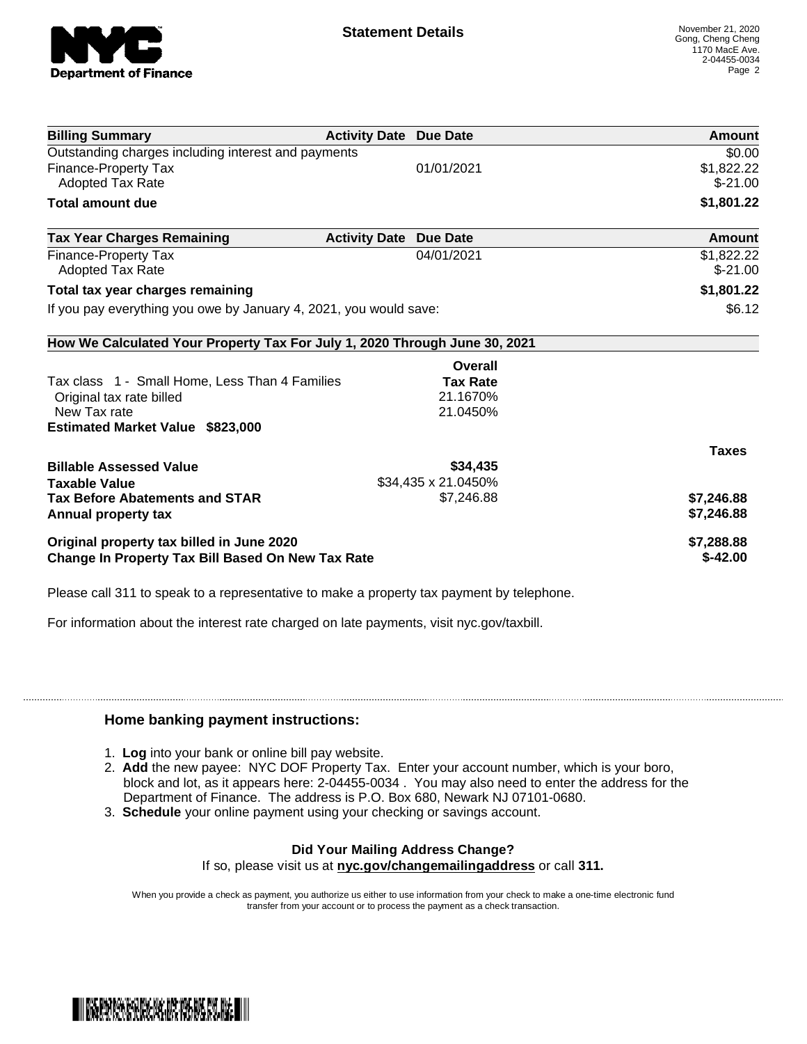**Statement Details**

November 21, 2020
Gong, Cheng Cheng
1170 MacE Ave.
2-04455-0034

| Billing Summary | Activity Date | Due Date | Amount |
|---|---|---|---|
| Outstanding charges including interest and payments | | | $0.00 |
| Finance-Property Tax | | 01/01/2021 | $1,822.22 |
| Adopted Tax Rate | | | $-21.00 |
| **Total amount due** | | | **$1,801.22** |

| Tax Year Charges Remaining | Activity Date | Due Date | Amount |
|---|---|---|---|
| Finance-Property Tax | | 04/01/2021 | $1,822.22 |
| Adopted Tax Rate | | | $-21.00 |
| **Total tax year charges remaining** | | | **$1,801.22** |
| If you pay everything you owe by January 4, 2021, you would save: | | | $6.12 |

**How We Calculated Your Property Tax For July 1, 2020 Through June 30, 2021**

| | Overall Tax Rate | Taxes |
|---|---|---|
| Tax class 1 - Small Home, Less Than 4 Families | | |
| Original tax rate billed | 21.1670% | |
| New Tax rate | 21.0450% | |
| **Estimated Market Value $823,000** | | |
| **Billable Assessed Value** | **$34,435** | |
| **Taxable Value** | $34,435 x 21.0450% | |
| **Tax Before Abatements and STAR** | $7,246.88 | **$7,246.88** |
| **Annual property tax** | | **$7,246.88** |
| **Original property tax billed in June 2020** | | **$7,288.88** |
| **Change In Property Tax Bill Based On New Tax Rate** | | **$-42.00** |

Please call 311 to speak to a representative to make a property tax payment by telephone.

For information about the interest rate charged on late payments, visit nyc.gov/taxbill.

## Home banking payment instructions:

1. **Log** into your bank or online bill pay website.
2. **Add** the new payee: NYC DOF Property Tax. Enter your account number, which is your boro, block and lot, as it appears here: 2-04455-0034 . You may also need to enter the address for the Department of Finance. The address is P.O. Box 680, Newark NJ 07101-0680.
3. **Schedule** your online payment using your checking or savings account.

**Did Your Mailing Address Change?**
If so, please visit us at **nyc.gov/changemailingaddress** or call **311.**

When you provide a check as payment, you authorize us either to use information from your check to make a one-time electronic fund transfer from your account or to process the payment as a check transaction.